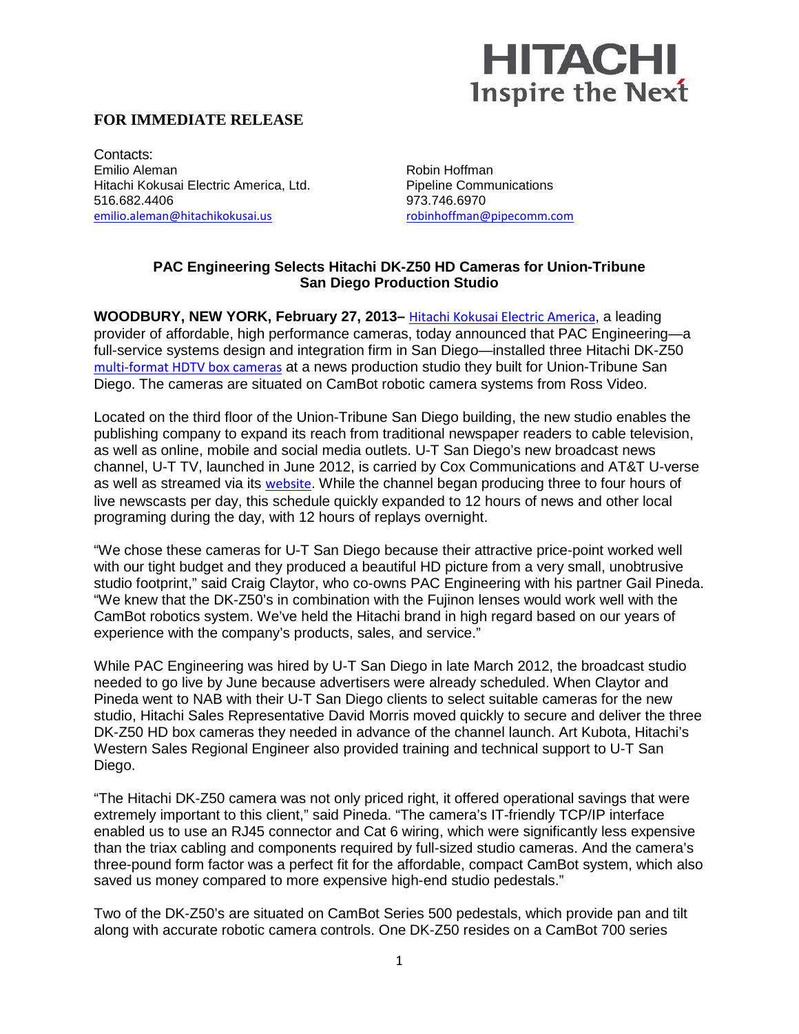HITACHI
Inspire the Next

**FOR IMMEDIATE RELEASE**

Contacts:

Emilio Aleman
Hitachi Kokusai Electric America, Ltd.
516.682.4406
emilio.aleman@hitachikokusai.us

Robin Hoffman
Pipeline Communications
973.746.6970
robinhoffman@pipecomm.com

**PAC Engineering Selects Hitachi DK-Z50 HD Cameras for Union-Tribune San Diego Production Studio**

**WOODBURY, NEW YORK, February 27, 2013–** Hitachi Kokusai Electric America, a leading provider of affordable, high performance cameras, today announced that PAC Engineering—a full-service systems design and integration firm in San Diego—installed three Hitachi DK-Z50 multi-format HDTV box cameras at a news production studio they built for Union-Tribune San Diego. The cameras are situated on CamBot robotic camera systems from Ross Video.

Located on the third floor of the Union-Tribune San Diego building, the new studio enables the publishing company to expand its reach from traditional newspaper readers to cable television, as well as online, mobile and social media outlets. U-T San Diego's new broadcast news channel, U-T TV, launched in June 2012, is carried by Cox Communications and AT&T U-verse as well as streamed via its website. While the channel began producing three to four hours of live newscasts per day, this schedule quickly expanded to 12 hours of news and other local programing during the day, with 12 hours of replays overnight.

"We chose these cameras for U-T San Diego because their attractive price-point worked well with our tight budget and they produced a beautiful HD picture from a very small, unobtrusive studio footprint," said Craig Claytor, who co-owns PAC Engineering with his partner Gail Pineda. "We knew that the DK-Z50's in combination with the Fujinon lenses would work well with the CamBot robotics system. We've held the Hitachi brand in high regard based on our years of experience with the company's products, sales, and service."

While PAC Engineering was hired by U-T San Diego in late March 2012, the broadcast studio needed to go live by June because advertisers were already scheduled. When Claytor and Pineda went to NAB with their U-T San Diego clients to select suitable cameras for the new studio, Hitachi Sales Representative David Morris moved quickly to secure and deliver the three DK-Z50 HD box cameras they needed in advance of the channel launch. Art Kubota, Hitachi's Western Sales Regional Engineer also provided training and technical support to U-T San Diego.

"The Hitachi DK-Z50 camera was not only priced right, it offered operational savings that were extremely important to this client," said Pineda. "The camera's IT-friendly TCP/IP interface enabled us to use an RJ45 connector and Cat 6 wiring, which were significantly less expensive than the triax cabling and components required by full-sized studio cameras. And the camera's three-pound form factor was a perfect fit for the affordable, compact CamBot system, which also saved us money compared to more expensive high-end studio pedestals."

Two of the DK-Z50's are situated on CamBot Series 500 pedestals, which provide pan and tilt along with accurate robotic camera controls. One DK-Z50 resides on a CamBot 700 series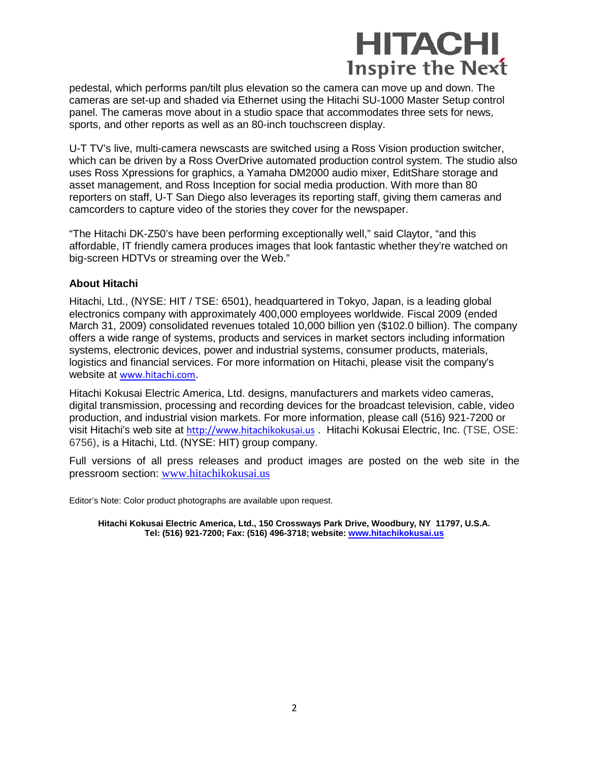pedestal, which performs pan/tilt plus elevation so the camera can move up and down. The cameras are set-up and shaded via Ethernet using the Hitachi SU-1000 Master Setup control panel. The cameras move about in a studio space that accommodates three sets for news, sports, and other reports as well as an 80-inch touchscreen display.

U-T TV's live, multi-camera newscasts are switched using a Ross Vision production switcher, which can be driven by a Ross OverDrive automated production control system. The studio also uses Ross Xpressions for graphics, a Yamaha DM2000 audio mixer, EditShare storage and asset management, and Ross Inception for social media production. With more than 80 reporters on staff, U-T San Diego also leverages its reporting staff, giving them cameras and camcorders to capture video of the stories they cover for the newspaper.

"The Hitachi DK-Z50's have been performing exceptionally well," said Claytor, "and this affordable, IT friendly camera produces images that look fantastic whether they're watched on big-screen HDTVs or streaming over the Web."

**About Hitachi**

Hitachi, Ltd., (NYSE: HIT / TSE: 6501), headquartered in Tokyo, Japan, is a leading global electronics company with approximately 400,000 employees worldwide. Fiscal 2009 (ended March 31, 2009) consolidated revenues totaled 10,000 billion yen ($102.0 billion). The company offers a wide range of systems, products and services in market sectors including information systems, electronic devices, power and industrial systems, consumer products, materials, logistics and financial services. For more information on Hitachi, please visit the company's website at www.hitachi.com.

Hitachi Kokusai Electric America, Ltd. designs, manufacturers and markets video cameras, digital transmission, processing and recording devices for the broadcast television, cable, video production, and industrial vision markets. For more information, please call (516) 921-7200 or visit Hitachi's web site at http://www.hitachikokusai.us . Hitachi Kokusai Electric, Inc. (TSE, OSE: 6756), is a Hitachi, Ltd. (NYSE: HIT) group company.

Full versions of all press releases and product images are posted on the web site in the pressroom section: www.hitachikokusai.us

Editor's Note: Color product photographs are available upon request.

**Hitachi Kokusai Electric America, Ltd., 150 Crossways Park Drive, Woodbury, NY 11797, U.S.A.**
**Tel: (516) 921-7200; Fax: (516) 496-3718; website: www.hitachikokusai.us**